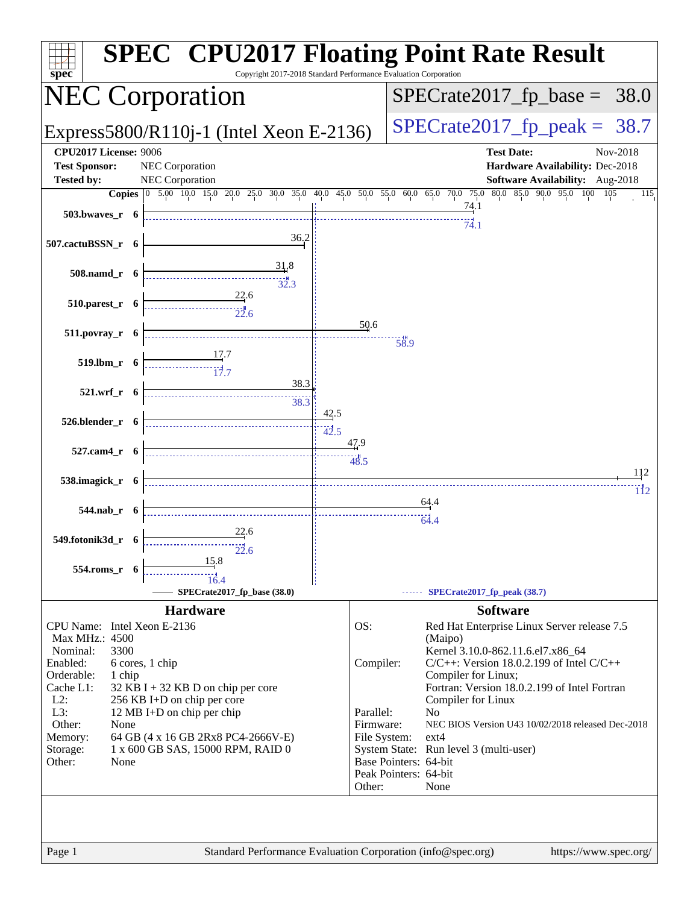# SPEC CPU2017 Floating Point Rate Result

Copyright 2017-2018 Standard Performance Evaluation Corporation

## NEC Corporation

Express5800/R110j-1 (Intel Xeon E-2136)

SPECrate2017_fp_base = 38.0

SPECrate2017_fp_peak = 38.7

**CPU2017 License:** 9006
**Test Sponsor:** NEC Corporation
**Tested by:** NEC Corporation

**Test Date:** Nov-2018
**Hardware Availability:** Dec-2018
**Software Availability:** Aug-2018

| Benchmark | Copies | Base | Peak |
|---|---|---|---|
| 503.bwaves_r | 6 | 74.1 | 74.1 |
| 507.cactuBSSN_r | 6 | 36.2 | |
| 508.namd_r | 6 | 31.8 | 32.3 |
| 510.parest_r | 6 | 22.6 | 22.6 |
| 511.povray_r | 6 | 50.6 | 58.9 |
| 519.lbm_r | 6 | 17.7 | 17.7 |
| 521.wrf_r | 6 | 38.3 | 38.3 |
| 526.blender_r | 6 | 42.5 | 42.5 |
| 527.cam4_r | 6 | 47.9 | 48.5 |
| 538.imagick_r | 6 | 112 | 112 |
| 544.nab_r | 6 | 64.4 | 64.4 |
| 549.fotonik3d_r | 6 | 22.6 | 22.6 |
| 554.roms_r | 6 | 15.8 | 16.4 |

SPECrate2017_fp_base (38.0) — SPECrate2017_fp_peak (38.7)

### Hardware

| | |
|---|---|
| CPU Name: | Intel Xeon E-2136 |
| Max MHz.: | 4500 |
| Nominal: | 3300 |
| Enabled: | 6 cores, 1 chip |
| Orderable: | 1 chip |
| Cache L1: | 32 KB I + 32 KB D on chip per core |
| L2: | 256 KB I+D on chip per core |
| L3: | 12 MB I+D on chip per chip |
| Other: | None |
| Memory: | 64 GB (4 x 16 GB 2Rx8 PC4-2666V-E) |
| Storage: | 1 x 600 GB SAS, 15000 RPM, RAID 0 |
| Other: | None |

### Software

| | |
|---|---|
| OS: | Red Hat Enterprise Linux Server release 7.5 (Maipo) Kernel 3.10.0-862.11.6.el7.x86_64 |
| Compiler: | C/C++: Version 18.0.2.199 of Intel C/C++ Compiler for Linux; Fortran: Version 18.0.2.199 of Intel Fortran Compiler for Linux |
| Parallel: | No |
| Firmware: | NEC BIOS Version U43 10/02/2018 released Dec-2018 |
| File System: | ext4 |
| System State: | Run level 3 (multi-user) |
| Base Pointers: | 64-bit |
| Peak Pointers: | 64-bit |
| Other: | None |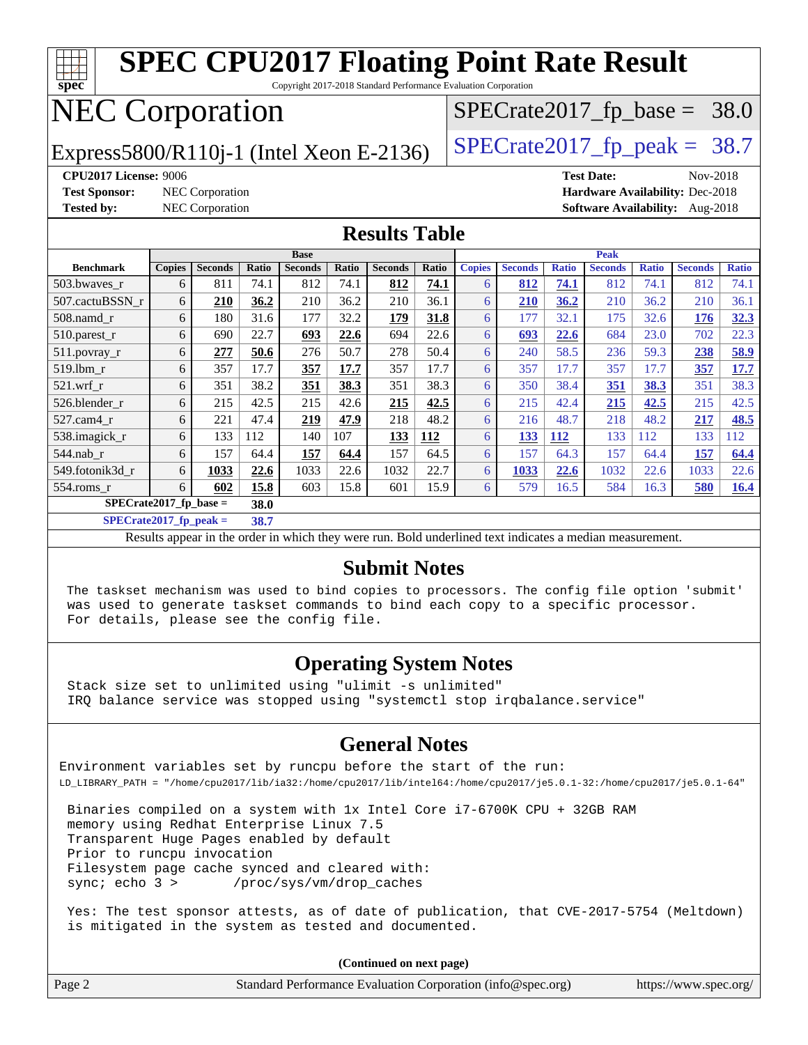# SPEC CPU2017 Floating Point Rate Result

Copyright 2017-2018 Standard Performance Evaluation Corporation

# NEC Corporation

Express5800/R110j-1 (Intel Xeon E-2136)

SPECrate2017_fp_base = 38.0

SPECrate2017_fp_peak = 38.7

**CPU2017 License:** 9006
**Test Sponsor:** NEC Corporation
**Tested by:** NEC Corporation

**Test Date:** Nov-2018
**Hardware Availability:** Dec-2018
**Software Availability:** Aug-2018

## Results Table

| | Base | | | | | | | Peak | | | | | | |
|---|---|---|---|---|---|---|---|---|---|---|---|---|---|---|
| **Benchmark** | **Copies** | **Seconds** | **Ratio** | **Seconds** | **Ratio** | **Seconds** | **Ratio** | **Copies** | **Seconds** | **Ratio** | **Seconds** | **Ratio** | **Seconds** | **Ratio** |
| 503.bwaves_r | 6 | 811 | 74.1 | 812 | 74.1 | **812** | **74.1** | 6 | **812** | **74.1** | 812 | 74.1 | 812 | 74.1 |
| 507.cactuBSSN_r | 6 | **210** | **36.2** | 210 | 36.2 | 210 | 36.1 | 6 | **210** | **36.2** | 210 | 36.2 | 210 | 36.1 |
| 508.namd_r | 6 | 180 | 31.6 | 177 | 32.2 | **179** | **31.8** | 6 | 177 | 32.1 | 175 | 32.6 | **176** | **32.3** |
| 510.parest_r | 6 | 690 | 22.7 | **693** | **22.6** | 694 | 22.6 | 6 | **693** | **22.6** | 684 | 23.0 | 702 | 22.3 |
| 511.povray_r | 6 | **277** | **50.6** | 276 | 50.7 | 278 | 50.4 | 6 | 240 | 58.5 | 236 | 59.3 | **238** | **58.9** |
| 519.lbm_r | 6 | 357 | 17.7 | **357** | **17.7** | 357 | 17.7 | 6 | 357 | 17.7 | 357 | 17.7 | **357** | **17.7** |
| 521.wrf_r | 6 | 351 | 38.2 | **351** | **38.3** | 351 | 38.3 | 6 | 350 | 38.4 | **351** | **38.3** | 351 | 38.3 |
| 526.blender_r | 6 | 215 | 42.5 | 215 | 42.6 | **215** | **42.5** | 6 | 215 | 42.4 | **215** | **42.5** | 215 | 42.5 |
| 527.cam4_r | 6 | 221 | 47.4 | **219** | **47.9** | 218 | 48.2 | 6 | 216 | 48.7 | 218 | 48.2 | **217** | **48.5** |
| 538.imagick_r | 6 | 133 | 112 | 140 | 107 | **133** | **112** | 6 | **133** | **112** | 133 | 112 | 133 | 112 |
| 544.nab_r | 6 | 157 | 64.4 | **157** | **64.4** | 157 | 64.5 | 6 | 157 | 64.3 | 157 | 64.4 | **157** | **64.4** |
| 549.fotonik3d_r | 6 | **1033** | **22.6** | 1033 | 22.6 | 1032 | 22.7 | 6 | **1033** | **22.6** | 1032 | 22.6 | 1033 | 22.6 |
| 554.roms_r | 6 | **602** | **15.8** | 603 | 15.8 | 601 | 15.9 | 6 | 579 | 16.5 | 584 | 16.3 | **580** | **16.4** |
| **SPECrate2017_fp_base =** | | **38.0** | | | | | | | | | | | | |
| **SPECrate2017_fp_peak =** | | **38.7** | | | | | | | | | | | | |

Results appear in the order in which they were run. Bold underlined text indicates a median measurement.

## Submit Notes

```
The taskset mechanism was used to bind copies to processors. The config file option 'submit'
was used to generate taskset commands to bind each copy to a specific processor.
For details, please see the config file.
```

## Operating System Notes

```
Stack size set to unlimited using "ulimit -s unlimited"
IRQ balance service was stopped using "systemctl stop irqbalance.service"
```

## General Notes

```
Environment variables set by runcpu before the start of the run:
LD_LIBRARY_PATH = "/home/cpu2017/lib/ia32:/home/cpu2017/lib/intel64:/home/cpu2017/je5.0.1-32:/home/cpu2017/je5.0.1-64"

Binaries compiled on a system with 1x Intel Core i7-6700K CPU + 32GB RAM
memory using Redhat Enterprise Linux 7.5
Transparent Huge Pages enabled by default
Prior to runcpu invocation
Filesystem page cache synced and cleared with:
sync; echo 3 >       /proc/sys/vm/drop_caches

Yes: The test sponsor attests, as of date of publication, that CVE-2017-5754 (Meltdown)
is mitigated in the system as tested and documented.
```

**(Continued on next page)**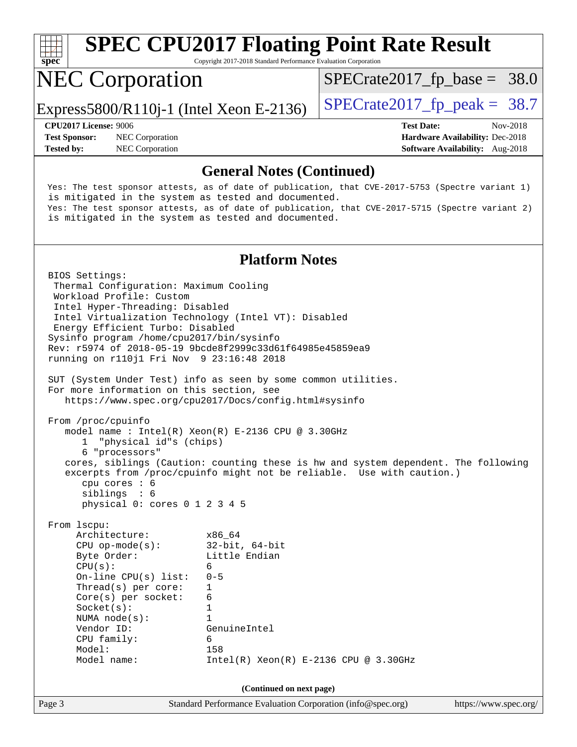# SPEC CPU2017 Floating Point Rate Result

Copyright 2017-2018 Standard Performance Evaluation Corporation

## NEC Corporation

Express5800/R110j-1 (Intel Xeon E-2136)

SPECrate2017_fp_base = 38.0

SPECrate2017_fp_peak = 38.7

**CPU2017 License:** 9006
**Test Sponsor:** NEC Corporation
**Tested by:** NEC Corporation

**Test Date:** Nov-2018
**Hardware Availability:** Dec-2018
**Software Availability:** Aug-2018

### General Notes (Continued)

```
Yes: The test sponsor attests, as of date of publication, that CVE-2017-5753 (Spectre variant 1)
is mitigated in the system as tested and documented.
Yes: The test sponsor attests, as of date of publication, that CVE-2017-5715 (Spectre variant 2)
is mitigated in the system as tested and documented.
```

### Platform Notes

```
BIOS Settings:
 Thermal Configuration: Maximum Cooling
 Workload Profile: Custom
 Intel Hyper-Threading: Disabled
 Intel Virtualization Technology (Intel VT): Disabled
 Energy Efficient Turbo: Disabled
Sysinfo program /home/cpu2017/bin/sysinfo
Rev: r5974 of 2018-05-19 9bcde8f2999c33d61f64985e45859ea9
running on r110j1 Fri Nov  9 23:16:48 2018

SUT (System Under Test) info as seen by some common utilities.
For more information on this section, see
   https://www.spec.org/cpu2017/Docs/config.html#sysinfo

From /proc/cpuinfo
   model name : Intel(R) Xeon(R) E-2136 CPU @ 3.30GHz
      1  "physical id"s (chips)
      6 "processors"
   cores, siblings (Caution: counting these is hw and system dependent. The following
   excerpts from /proc/cpuinfo might not be reliable.  Use with caution.)
      cpu cores : 6
      siblings  : 6
      physical 0: cores 0 1 2 3 4 5

From lscpu:
     Architecture:          x86_64
     CPU op-mode(s):        32-bit, 64-bit
     Byte Order:            Little Endian
     CPU(s):                6
     On-line CPU(s) list:   0-5
     Thread(s) per core:    1
     Core(s) per socket:    6
     Socket(s):             1
     NUMA node(s):          1
     Vendor ID:             GenuineIntel
     CPU family:            6
     Model:                 158
     Model name:            Intel(R) Xeon(R) E-2136 CPU @ 3.30GHz
```

(Continued on next page)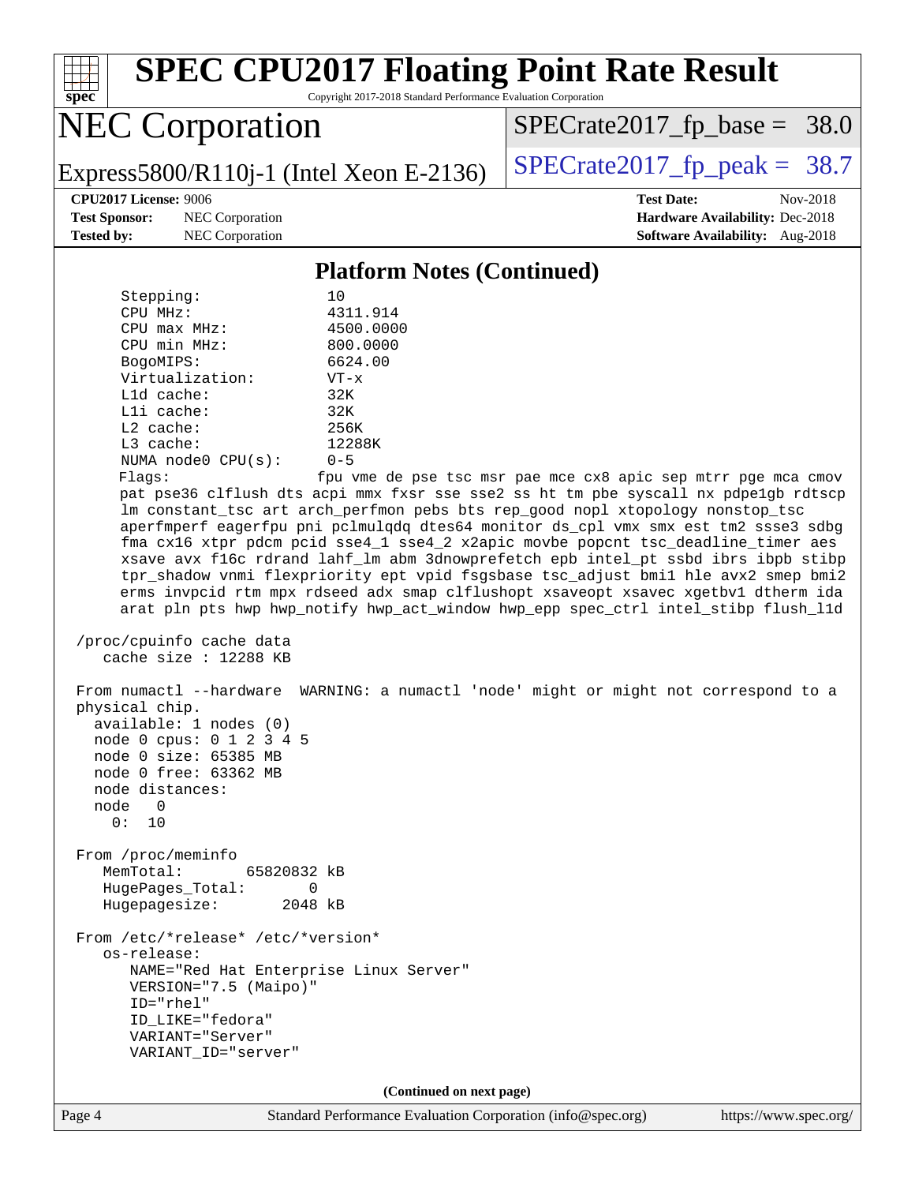# SPEC CPU2017 Floating Point Rate Result

Copyright 2017-2018 Standard Performance Evaluation Corporation

## NEC Corporation

Express5800/R110j-1 (Intel Xeon E-2136)

SPECrate2017_fp_base = 38.0

SPECrate2017_fp_peak = 38.7

**CPU2017 License:** 9006
**Test Sponsor:** NEC Corporation
**Tested by:** NEC Corporation

**Test Date:** Nov-2018
**Hardware Availability:** Dec-2018
**Software Availability:** Aug-2018

### Platform Notes (Continued)

```
      Stepping:              10
      CPU MHz:               4311.914
      CPU max MHz:           4500.0000
      CPU min MHz:           800.0000
      BogoMIPS:              6624.00
      Virtualization:        VT-x
      L1d cache:             32K
      L1i cache:             32K
      L2 cache:              256K
      L3 cache:              12288K
      NUMA node0 CPU(s):     0-5
      Flags:                 fpu vme de pse tsc msr pae mce cx8 apic sep mtrr pge mca cmov
      pat pse36 clflush dts acpi mmx fxsr sse sse2 ss ht tm pbe syscall nx pdpe1gb rdtscp
      lm constant_tsc art arch_perfmon pebs bts rep_good nopl xtopology nonstop_tsc
      aperfmperf eagerfpu pni pclmulqdq dtes64 monitor ds_cpl vmx smx est tm2 ssse3 sdbg
      fma cx16 xtpr pdcm pcid sse4_1 sse4_2 x2apic movbe popcnt tsc_deadline_timer aes
      xsave avx f16c rdrand lahf_lm abm 3dnowprefetch epb intel_pt ssbd ibrs ibpb stibp
      tpr_shadow vnmi flexpriority ept vpid fsgsbase tsc_adjust bmi1 hle avx2 smep bmi2
      erms invpcid rtm mpx rdseed adx smap clflushopt xsaveopt xsavec xgetbv1 dtherm ida
      arat pln pts hwp hwp_notify hwp_act_window hwp_epp spec_ctrl intel_stibp flush_l1d

 /proc/cpuinfo cache data
    cache size : 12288 KB

 From numactl --hardware  WARNING: a numactl 'node' might or might not correspond to a
 physical chip.
   available: 1 nodes (0)
   node 0 cpus: 0 1 2 3 4 5
   node 0 size: 65385 MB
   node 0 free: 63362 MB
   node distances:
   node   0
     0:  10

 From /proc/meminfo
    MemTotal:       65820832 kB
    HugePages_Total:       0
    Hugepagesize:       2048 kB

 From /etc/*release* /etc/*version*
    os-release:
       NAME="Red Hat Enterprise Linux Server"
       VERSION="7.5 (Maipo)"
       ID="rhel"
       ID_LIKE="fedora"
       VARIANT="Server"
       VARIANT_ID="server"
```

**(Continued on next page)**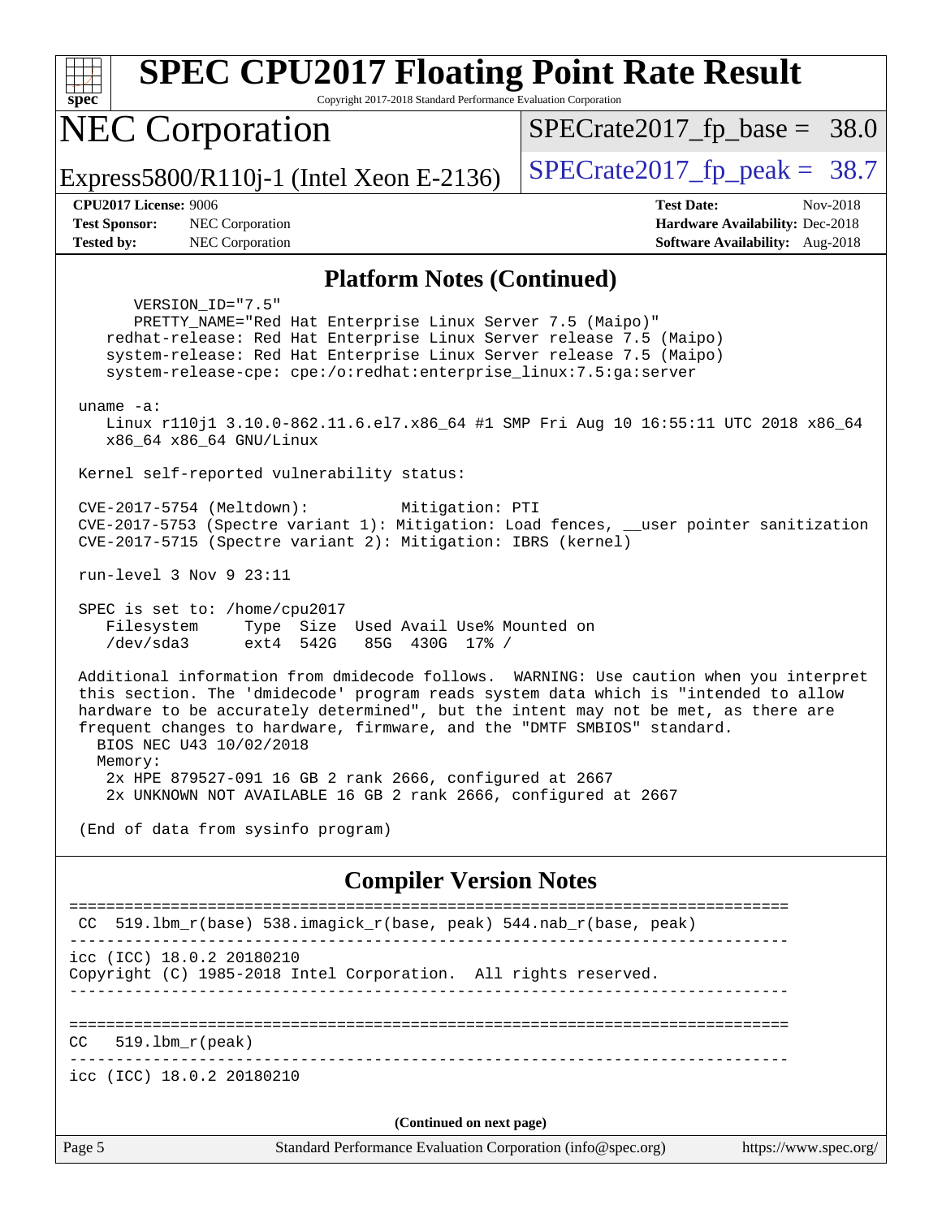# SPEC CPU2017 Floating Point Rate Result

Copyright 2017-2018 Standard Performance Evaluation Corporation

## NEC Corporation

Express5800/R110j-1 (Intel Xeon E-2136)

SPECrate2017_fp_base = 38.0

SPECrate2017_fp_peak = 38.7

**CPU2017 License:** 9006
**Test Sponsor:** NEC Corporation
**Tested by:** NEC Corporation

**Test Date:** Nov-2018
**Hardware Availability:** Dec-2018
**Software Availability:** Aug-2018

### Platform Notes (Continued)

```
      VERSION_ID="7.5"
      PRETTY_NAME="Red Hat Enterprise Linux Server 7.5 (Maipo)"
    redhat-release: Red Hat Enterprise Linux Server release 7.5 (Maipo)
    system-release: Red Hat Enterprise Linux Server release 7.5 (Maipo)
    system-release-cpe: cpe:/o:redhat:enterprise_linux:7.5:ga:server

 uname -a:
    Linux r110j1 3.10.0-862.11.6.el7.x86_64 #1 SMP Fri Aug 10 16:55:11 UTC 2018 x86_64
    x86_64 x86_64 GNU/Linux

 Kernel self-reported vulnerability status:

 CVE-2017-5754 (Meltdown):          Mitigation: PTI
 CVE-2017-5753 (Spectre variant 1): Mitigation: Load fences, __user pointer sanitization
 CVE-2017-5715 (Spectre variant 2): Mitigation: IBRS (kernel)

 run-level 3 Nov 9 23:11

 SPEC is set to: /home/cpu2017
    Filesystem     Type  Size  Used Avail Use% Mounted on
    /dev/sda3      ext4  542G   85G  430G  17% /

 Additional information from dmidecode follows.  WARNING: Use caution when you interpret
 this section. The 'dmidecode' program reads system data which is "intended to allow
 hardware to be accurately determined", but the intent may not be met, as there are
 frequent changes to hardware, firmware, and the "DMTF SMBIOS" standard.
   BIOS NEC U43 10/02/2018
   Memory:
    2x HPE 879527-091 16 GB 2 rank 2666, configured at 2667
    2x UNKNOWN NOT AVAILABLE 16 GB 2 rank 2666, configured at 2667

 (End of data from sysinfo program)
```

### Compiler Version Notes

```
==============================================================================
 CC  519.lbm_r(base) 538.imagick_r(base, peak) 544.nab_r(base, peak)
------------------------------------------------------------------------------
icc (ICC) 18.0.2 20180210
Copyright (C) 1985-2018 Intel Corporation.  All rights reserved.
------------------------------------------------------------------------------

==============================================================================
CC   519.lbm_r(peak)
------------------------------------------------------------------------------
icc (ICC) 18.0.2 20180210
```

(Continued on next page)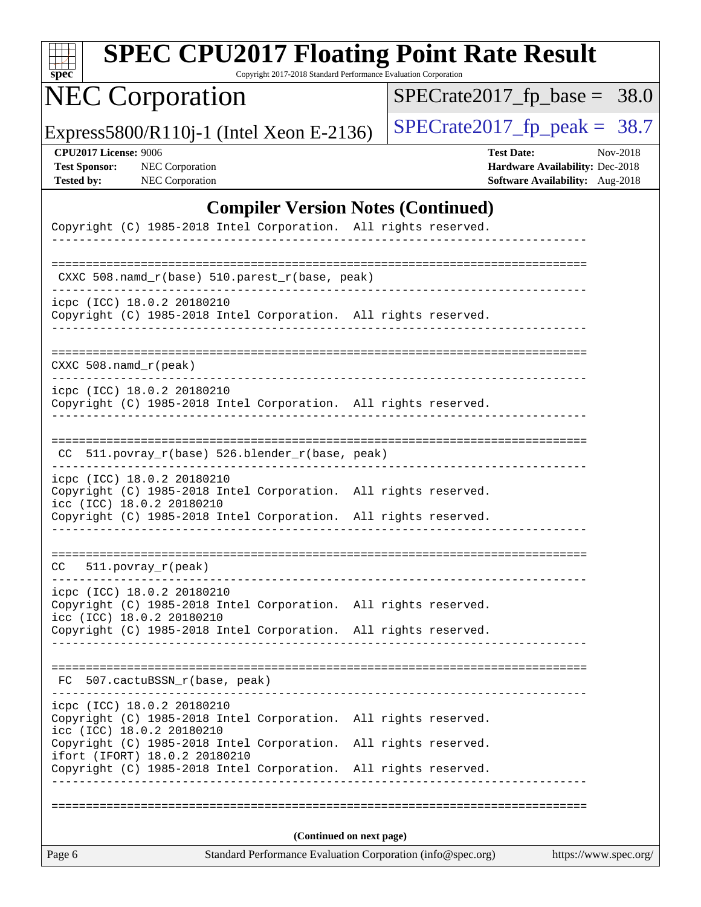## Compiler Version Notes (Continued)

```
Copyright (C) 1985-2018 Intel Corporation.  All rights reserved.
------------------------------------------------------------------------------

==============================================================================
 CXXC 508.namd_r(base) 510.parest_r(base, peak)
------------------------------------------------------------------------------
icpc (ICC) 18.0.2 20180210
Copyright (C) 1985-2018 Intel Corporation.  All rights reserved.
------------------------------------------------------------------------------

==============================================================================
CXXC 508.namd_r(peak)
------------------------------------------------------------------------------
icpc (ICC) 18.0.2 20180210
Copyright (C) 1985-2018 Intel Corporation.  All rights reserved.
------------------------------------------------------------------------------

==============================================================================
 CC  511.povray_r(base) 526.blender_r(base, peak)
------------------------------------------------------------------------------
icpc (ICC) 18.0.2 20180210
Copyright (C) 1985-2018 Intel Corporation.  All rights reserved.
icc (ICC) 18.0.2 20180210
Copyright (C) 1985-2018 Intel Corporation.  All rights reserved.
------------------------------------------------------------------------------

==============================================================================
CC   511.povray_r(peak)
------------------------------------------------------------------------------
icpc (ICC) 18.0.2 20180210
Copyright (C) 1985-2018 Intel Corporation.  All rights reserved.
icc (ICC) 18.0.2 20180210
Copyright (C) 1985-2018 Intel Corporation.  All rights reserved.
------------------------------------------------------------------------------

==============================================================================
 FC  507.cactuBSSN_r(base, peak)
------------------------------------------------------------------------------
icpc (ICC) 18.0.2 20180210
Copyright (C) 1985-2018 Intel Corporation.  All rights reserved.
icc (ICC) 18.0.2 20180210
Copyright (C) 1985-2018 Intel Corporation.  All rights reserved.
ifort (IFORT) 18.0.2 20180210
Copyright (C) 1985-2018 Intel Corporation.  All rights reserved.
------------------------------------------------------------------------------

==============================================================================
```

**(Continued on next page)**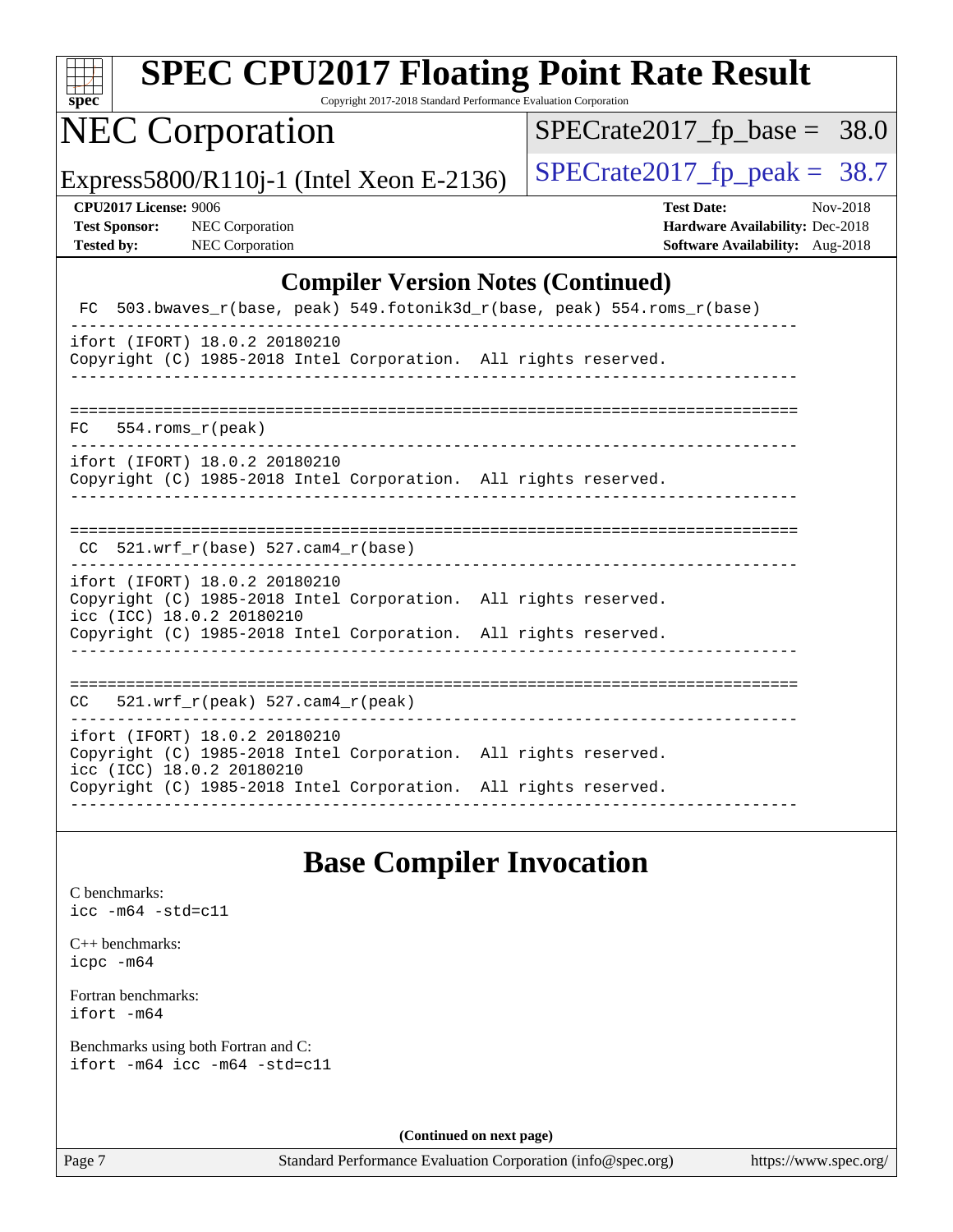## Compiler Version Notes (Continued)

```
 FC  503.bwaves_r(base, peak) 549.fotonik3d_r(base, peak) 554.roms_r(base)
------------------------------------------------------------------------------
ifort (IFORT) 18.0.2 20180210
Copyright (C) 1985-2018 Intel Corporation.  All rights reserved.
------------------------------------------------------------------------------

==============================================================================
FC   554.roms_r(peak)
------------------------------------------------------------------------------
ifort (IFORT) 18.0.2 20180210
Copyright (C) 1985-2018 Intel Corporation.  All rights reserved.
------------------------------------------------------------------------------

==============================================================================
 CC  521.wrf_r(base) 527.cam4_r(base)
------------------------------------------------------------------------------
ifort (IFORT) 18.0.2 20180210
Copyright (C) 1985-2018 Intel Corporation.  All rights reserved.
icc (ICC) 18.0.2 20180210
Copyright (C) 1985-2018 Intel Corporation.  All rights reserved.
------------------------------------------------------------------------------

==============================================================================
CC   521.wrf_r(peak) 527.cam4_r(peak)
------------------------------------------------------------------------------
ifort (IFORT) 18.0.2 20180210
Copyright (C) 1985-2018 Intel Corporation.  All rights reserved.
icc (ICC) 18.0.2 20180210
Copyright (C) 1985-2018 Intel Corporation.  All rights reserved.
------------------------------------------------------------------------------
```

## Base Compiler Invocation

C benchmarks:
`icc -m64 -std=c11`

C++ benchmarks:
`icpc -m64`

Fortran benchmarks:
`ifort -m64`

Benchmarks using both Fortran and C:
`ifort -m64 icc -m64 -std=c11`

(Continued on next page)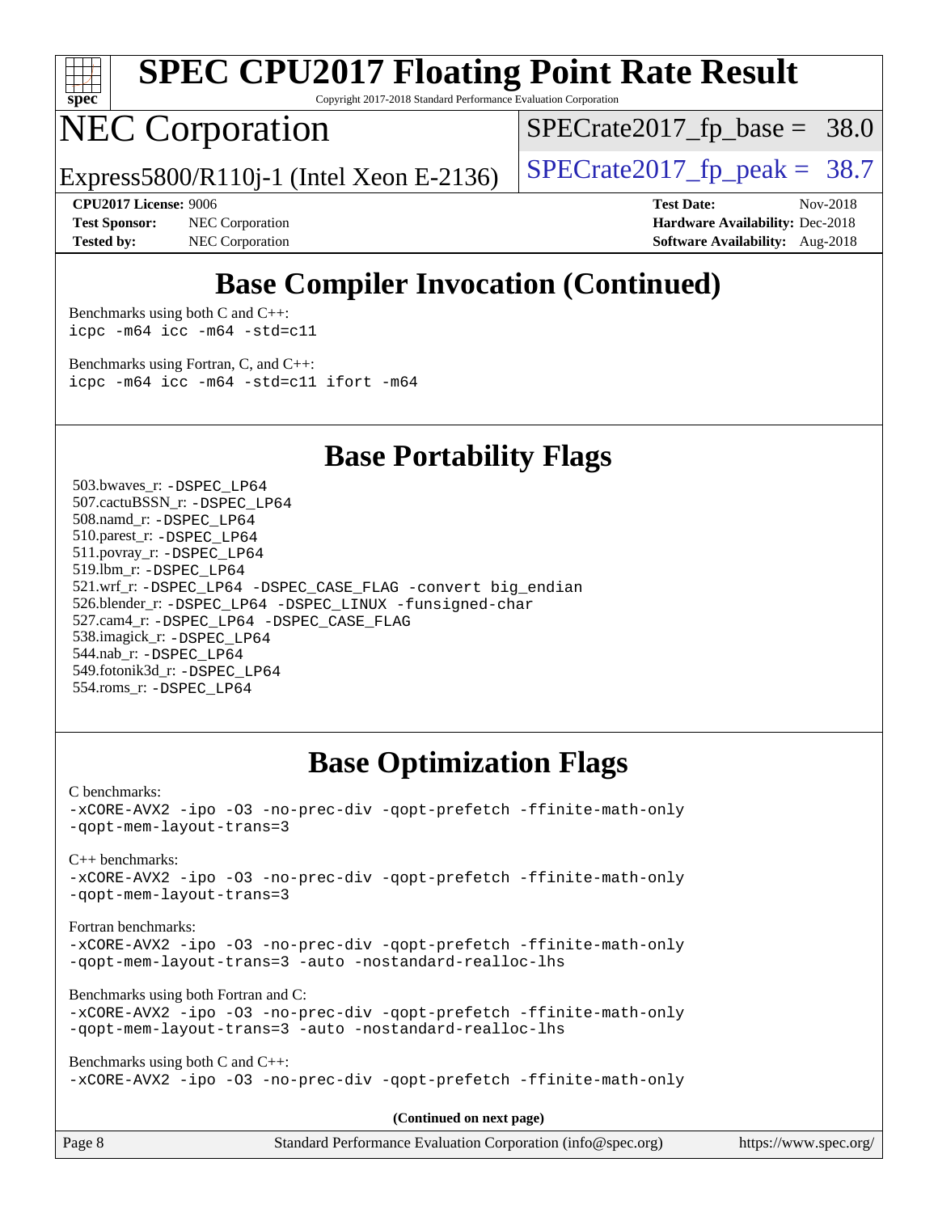# SPEC CPU2017 Floating Point Rate Result

Copyright 2017-2018 Standard Performance Evaluation Corporation

# NEC Corporation

Express5800/R110j-1 (Intel Xeon E-2136)

SPECrate2017_fp_base = 38.0

SPECrate2017_fp_peak = 38.7

**CPU2017 License:** 9006
**Test Sponsor:** NEC Corporation
**Tested by:** NEC Corporation

**Test Date:** Nov-2018
**Hardware Availability:** Dec-2018
**Software Availability:** Aug-2018

## Base Compiler Invocation (Continued)

Benchmarks using both C and C++:
`icpc -m64 icc -m64 -std=c11`

Benchmarks using Fortran, C, and C++:
`icpc -m64 icc -m64 -std=c11 ifort -m64`

## Base Portability Flags

503.bwaves_r: `-DSPEC_LP64`
507.cactuBSSN_r: `-DSPEC_LP64`
508.namd_r: `-DSPEC_LP64`
510.parest_r: `-DSPEC_LP64`
511.povray_r: `-DSPEC_LP64`
519.lbm_r: `-DSPEC_LP64`
521.wrf_r: `-DSPEC_LP64 -DSPEC_CASE_FLAG -convert big_endian`
526.blender_r: `-DSPEC_LP64 -DSPEC_LINUX -funsigned-char`
527.cam4_r: `-DSPEC_LP64 -DSPEC_CASE_FLAG`
538.imagick_r: `-DSPEC_LP64`
544.nab_r: `-DSPEC_LP64`
549.fotonik3d_r: `-DSPEC_LP64`
554.roms_r: `-DSPEC_LP64`

## Base Optimization Flags

C benchmarks:
`-xCORE-AVX2 -ipo -O3 -no-prec-div -qopt-prefetch -ffinite-math-only -qopt-mem-layout-trans=3`

C++ benchmarks:
`-xCORE-AVX2 -ipo -O3 -no-prec-div -qopt-prefetch -ffinite-math-only -qopt-mem-layout-trans=3`

Fortran benchmarks:
`-xCORE-AVX2 -ipo -O3 -no-prec-div -qopt-prefetch -ffinite-math-only -qopt-mem-layout-trans=3 -auto -nostandard-realloc-lhs`

Benchmarks using both Fortran and C:
`-xCORE-AVX2 -ipo -O3 -no-prec-div -qopt-prefetch -ffinite-math-only -qopt-mem-layout-trans=3 -auto -nostandard-realloc-lhs`

Benchmarks using both C and C++:
`-xCORE-AVX2 -ipo -O3 -no-prec-div -qopt-prefetch -ffinite-math-only`

**(Continued on next page)**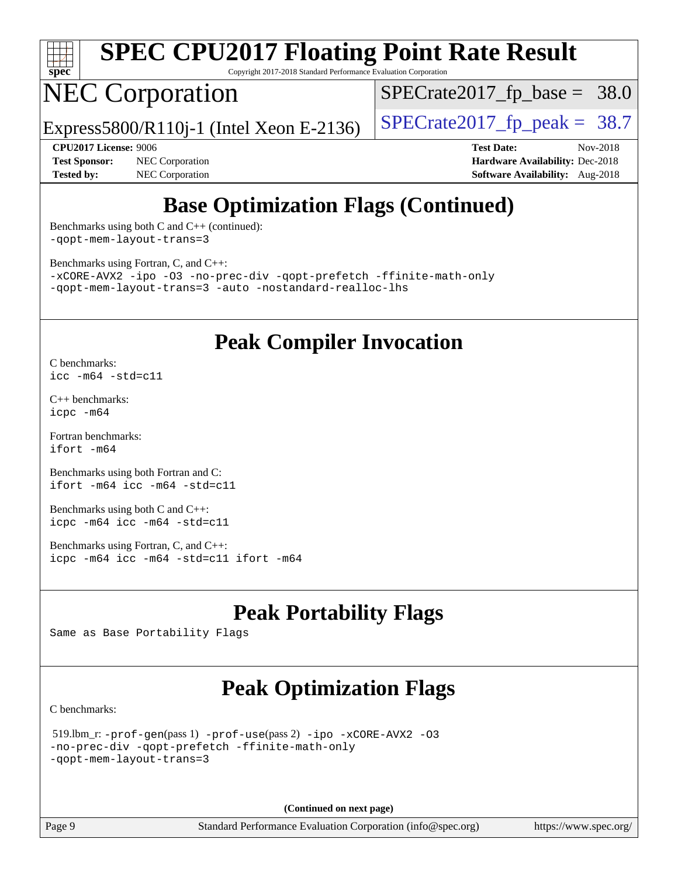# SPEC CPU2017 Floating Point Rate Result

Copyright 2017-2018 Standard Performance Evaluation Corporation

# NEC Corporation

Express5800/R110j-1 (Intel Xeon E-2136)

SPECrate2017_fp_base = 38.0

SPECrate2017_fp_peak = 38.7

**CPU2017 License:** 9006
**Test Sponsor:** NEC Corporation
**Tested by:** NEC Corporation

**Test Date:** Nov-2018
**Hardware Availability:** Dec-2018
**Software Availability:** Aug-2018

## Base Optimization Flags (Continued)

Benchmarks using both C and C++ (continued):
```
-qopt-mem-layout-trans=3
```

Benchmarks using Fortran, C, and C++:
```
-xCORE-AVX2 -ipo -O3 -no-prec-div -qopt-prefetch -ffinite-math-only
-qopt-mem-layout-trans=3 -auto -nostandard-realloc-lhs
```

## Peak Compiler Invocation

C benchmarks:
```
icc -m64 -std=c11
```

C++ benchmarks:
```
icpc -m64
```

Fortran benchmarks:
```
ifort -m64
```

Benchmarks using both Fortran and C:
```
ifort -m64 icc -m64 -std=c11
```

Benchmarks using both C and C++:
```
icpc -m64 icc -m64 -std=c11
```

Benchmarks using Fortran, C, and C++:
```
icpc -m64 icc -m64 -std=c11 ifort -m64
```

## Peak Portability Flags

Same as Base Portability Flags

## Peak Optimization Flags

C benchmarks:

519.lbm_r: -prof-gen(pass 1) -prof-use(pass 2) -ipo -xCORE-AVX2 -O3 -no-prec-div -qopt-prefetch -ffinite-math-only -qopt-mem-layout-trans=3

**(Continued on next page)**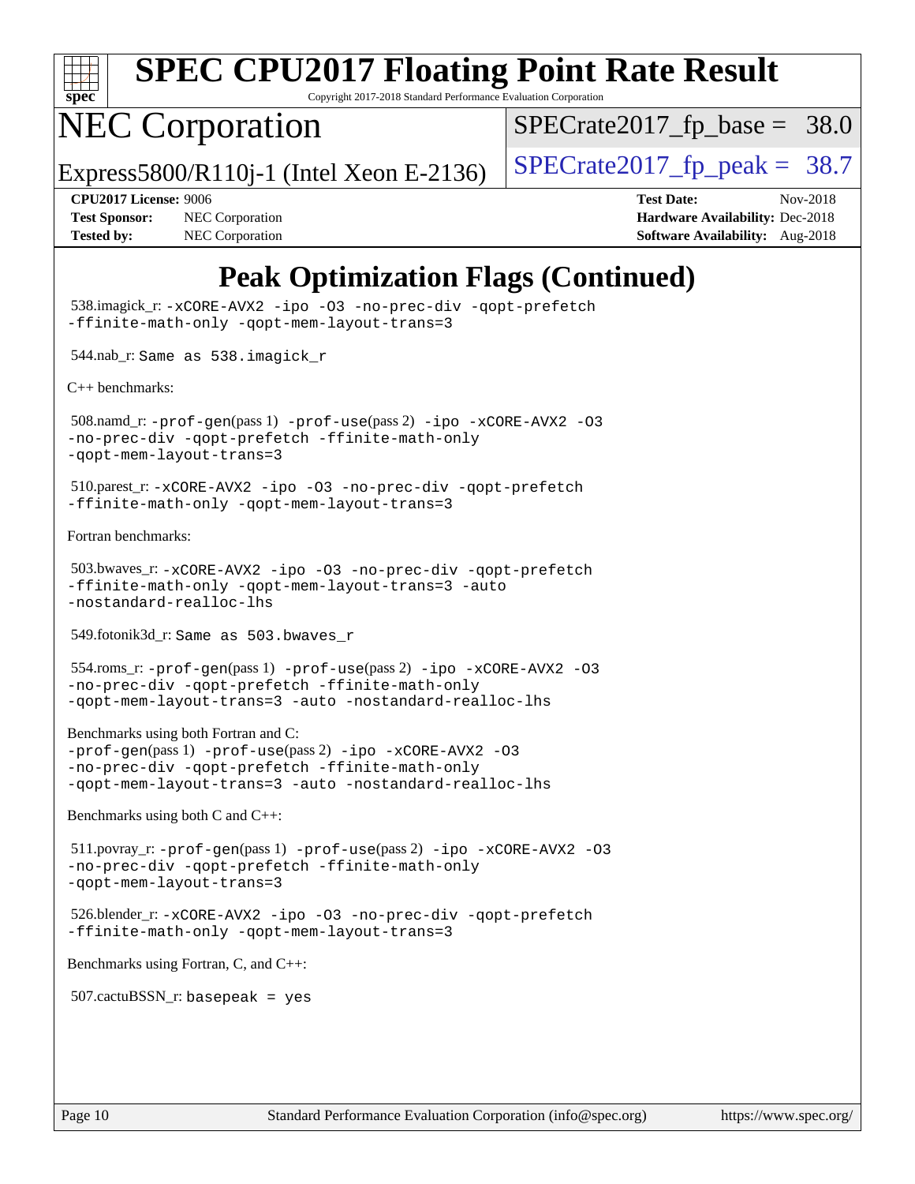# SPEC CPU2017 Floating Point Rate Result

Copyright 2017-2018 Standard Performance Evaluation Corporation

## NEC Corporation

Express5800/R110j-1 (Intel Xeon E-2136)

SPECrate2017_fp_base = 38.0

SPECrate2017_fp_peak = 38.7

**CPU2017 License:** 9006
**Test Sponsor:** NEC Corporation
**Tested by:** NEC Corporation

**Test Date:** Nov-2018
**Hardware Availability:** Dec-2018
**Software Availability:** Aug-2018

## Peak Optimization Flags (Continued)

538.imagick_r: `-xCORE-AVX2 -ipo -O3 -no-prec-div -qopt-prefetch -ffinite-math-only -qopt-mem-layout-trans=3`

544.nab_r: `Same as 538.imagick_r`

C++ benchmarks:

508.namd_r: `-prof-gen`(pass 1) `-prof-use`(pass 2) `-ipo -xCORE-AVX2 -O3 -no-prec-div -qopt-prefetch -ffinite-math-only -qopt-mem-layout-trans=3`

510.parest_r: `-xCORE-AVX2 -ipo -O3 -no-prec-div -qopt-prefetch -ffinite-math-only -qopt-mem-layout-trans=3`

Fortran benchmarks:

503.bwaves_r: `-xCORE-AVX2 -ipo -O3 -no-prec-div -qopt-prefetch -ffinite-math-only -qopt-mem-layout-trans=3 -auto -nostandard-realloc-lhs`

549.fotonik3d_r: `Same as 503.bwaves_r`

554.roms_r: `-prof-gen`(pass 1) `-prof-use`(pass 2) `-ipo -xCORE-AVX2 -O3 -no-prec-div -qopt-prefetch -ffinite-math-only -qopt-mem-layout-trans=3 -auto -nostandard-realloc-lhs`

Benchmarks using both Fortran and C:
`-prof-gen`(pass 1) `-prof-use`(pass 2) `-ipo -xCORE-AVX2 -O3 -no-prec-div -qopt-prefetch -ffinite-math-only -qopt-mem-layout-trans=3 -auto -nostandard-realloc-lhs`

Benchmarks using both C and C++:

511.povray_r: `-prof-gen`(pass 1) `-prof-use`(pass 2) `-ipo -xCORE-AVX2 -O3 -no-prec-div -qopt-prefetch -ffinite-math-only -qopt-mem-layout-trans=3`

526.blender_r: `-xCORE-AVX2 -ipo -O3 -no-prec-div -qopt-prefetch -ffinite-math-only -qopt-mem-layout-trans=3`

Benchmarks using Fortran, C, and C++:

507.cactuBSSN_r: `basepeak = yes`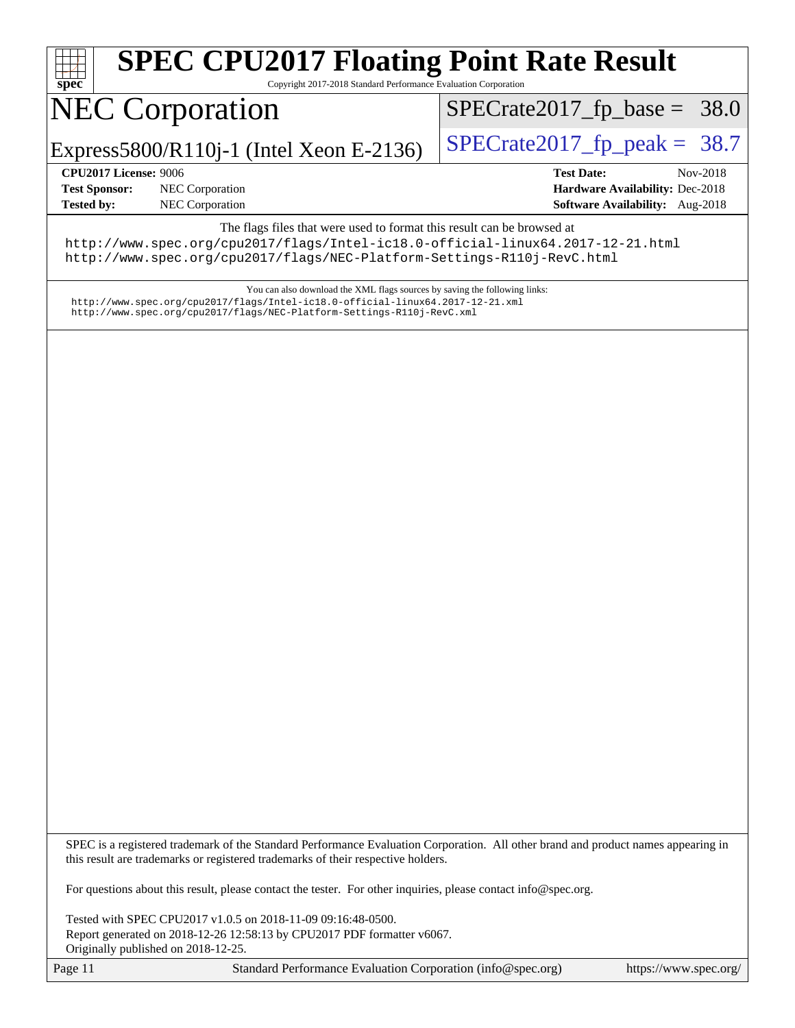# SPEC CPU2017 Floating Point Rate Result

Copyright 2017-2018 Standard Performance Evaluation Corporation

# NEC Corporation

Express5800/R110j-1 (Intel Xeon E-2136)

SPECrate2017_fp_base = 38.0

SPECrate2017_fp_peak = 38.7

**CPU2017 License:** 9006
**Test Sponsor:** NEC Corporation
**Tested by:** NEC Corporation

**Test Date:** Nov-2018
**Hardware Availability:** Dec-2018
**Software Availability:** Aug-2018

The flags files that were used to format this result can be browsed at

http://www.spec.org/cpu2017/flags/Intel-ic18.0-official-linux64.2017-12-21.html
http://www.spec.org/cpu2017/flags/NEC-Platform-Settings-R110j-RevC.html

You can also download the XML flags sources by saving the following links:

http://www.spec.org/cpu2017/flags/Intel-ic18.0-official-linux64.2017-12-21.xml
http://www.spec.org/cpu2017/flags/NEC-Platform-Settings-R110j-RevC.xml

SPEC is a registered trademark of the Standard Performance Evaluation Corporation. All other brand and product names appearing in this result are trademarks or registered trademarks of their respective holders.

For questions about this result, please contact the tester. For other inquiries, please contact info@spec.org.

Tested with SPEC CPU2017 v1.0.5 on 2018-11-09 09:16:48-0500.
Report generated on 2018-12-26 12:58:13 by CPU2017 PDF formatter v6067.
Originally published on 2018-12-25.